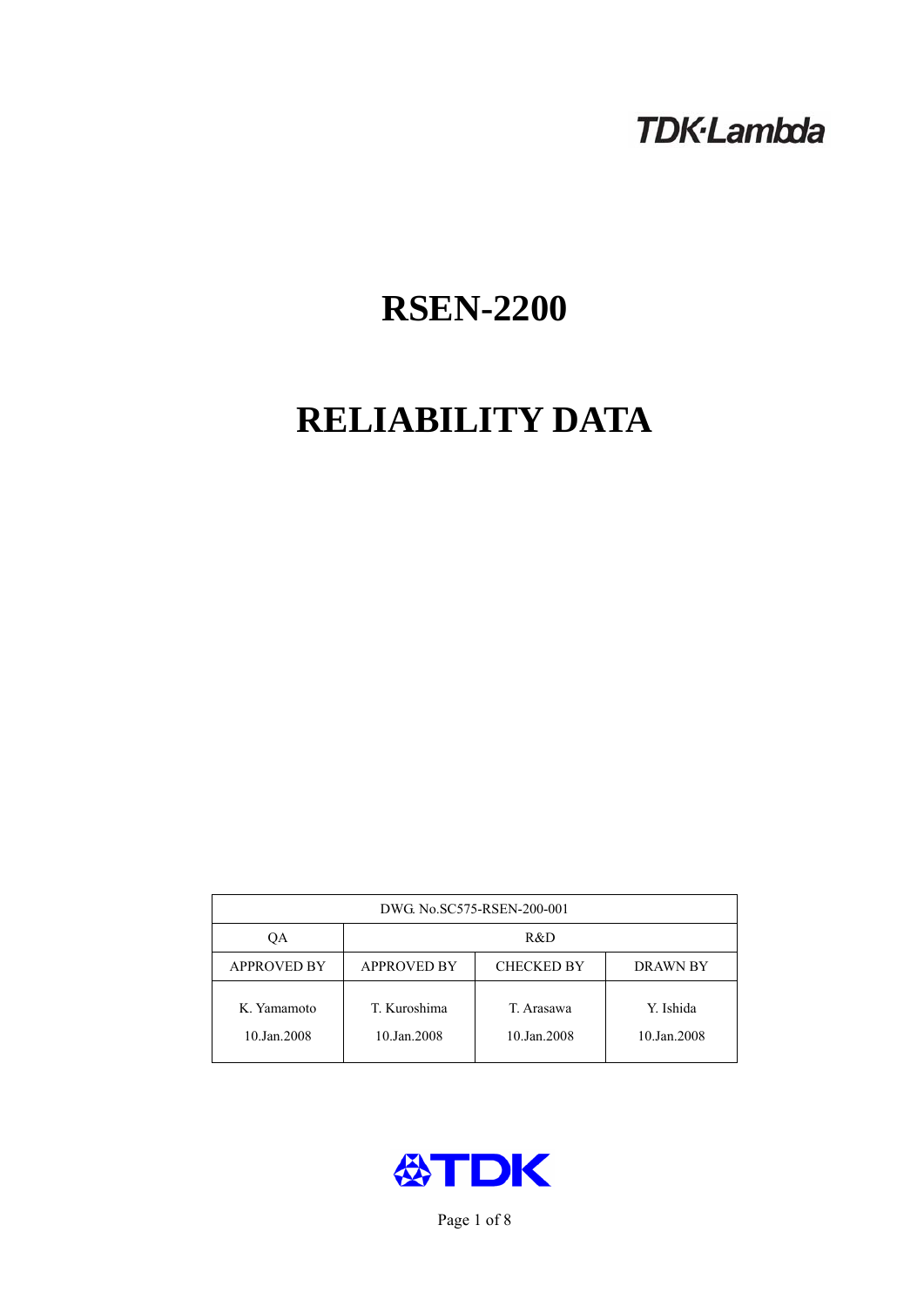TDK·Lambda

# RSEN-2200

# RELIABILITY DATA

| DWG. No.SC575-RSEN-200-001 | | | |
|---|---|---|---|
| QA | R&D | | |
| APPROVED BY | APPROVED BY | CHECKED BY | DRAWN BY |
| K. Yamamoto<br>10.Jan.2008 | T. Kuroshima<br>10.Jan.2008 | T. Arasawa<br>10.Jan.2008 | Y. Ishida<br>10.Jan.2008 |

TDK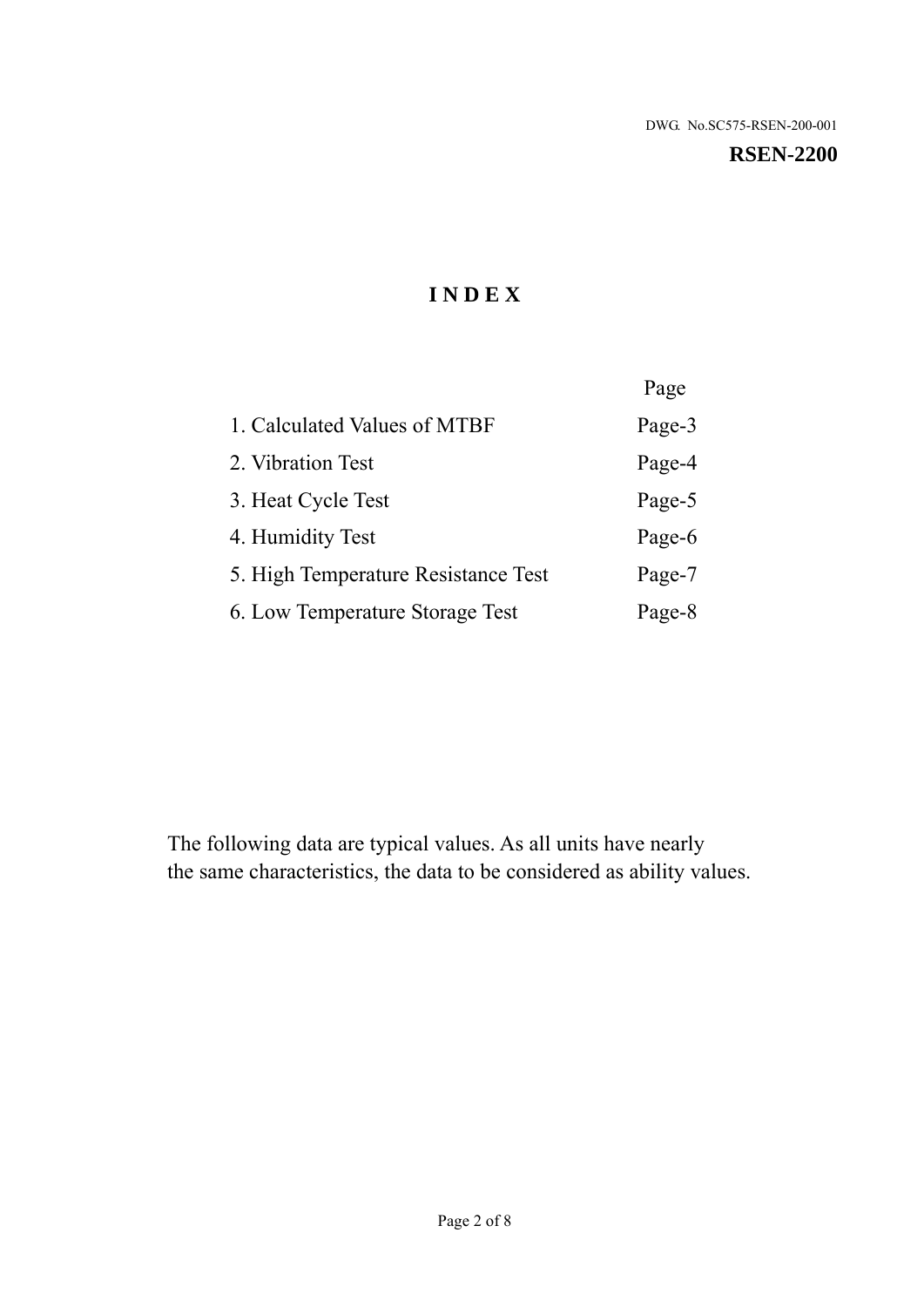DWG. No.SC575-RSEN-200-001

**RSEN-2200**

# INDEX

| | Page |
|---|---|
| 1. Calculated Values of MTBF | Page-3 |
| 2. Vibration Test | Page-4 |
| 3. Heat Cycle Test | Page-5 |
| 4. Humidity Test | Page-6 |
| 5. High Temperature Resistance Test | Page-7 |
| 6. Low Temperature Storage Test | Page-8 |

The following data are typical values. As all units have nearly the same characteristics, the data to be considered as ability values.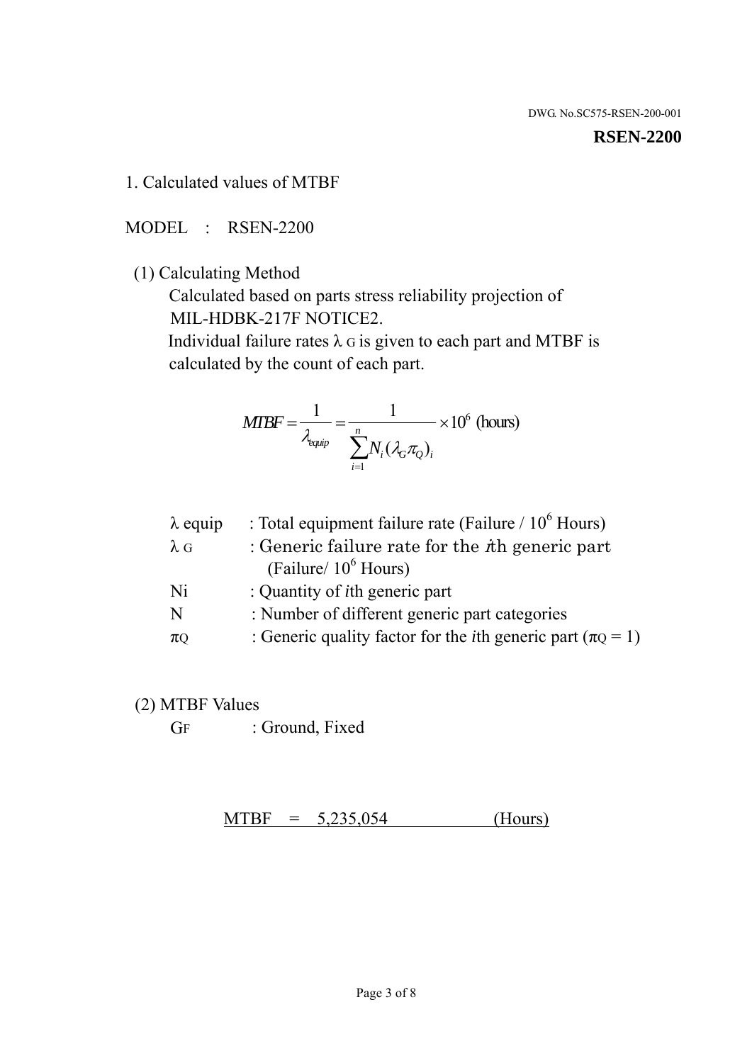DWG. No.SC575-RSEN-200-001

**RSEN-2200**

## 1. Calculated values of MTBF

MODEL : RSEN-2200

(1) Calculating Method

Calculated based on parts stress reliability projection of MIL-HDBK-217F NOTICE2.

Individual failure rates $\lambda_G$ is given to each part and MTBF is calculated by the count of each part.

$$MTBF = \frac{1}{\lambda_{equip}} = \frac{1}{\sum_{i=1}^{n} N_i (\lambda_G \pi_Q)_i} \times 10^6 \text{ (hours)}$$

| | |
|---|---|
| $\lambda$ equip | : Total equipment failure rate (Failure / $10^6$ Hours) |
| $\lambda_G$ | : Generic failure rate for the $i$th generic part (Failure/ $10^6$ Hours) |
| Ni | : Quantity of $i$th generic part |
| N | : Number of different generic part categories |
| $\pi_Q$ | : Generic quality factor for the $i$th generic part ($\pi_Q$ = 1) |

(2) MTBF Values

$G_F$ : Ground, Fixed

MTBF = 5,235,054 (Hours)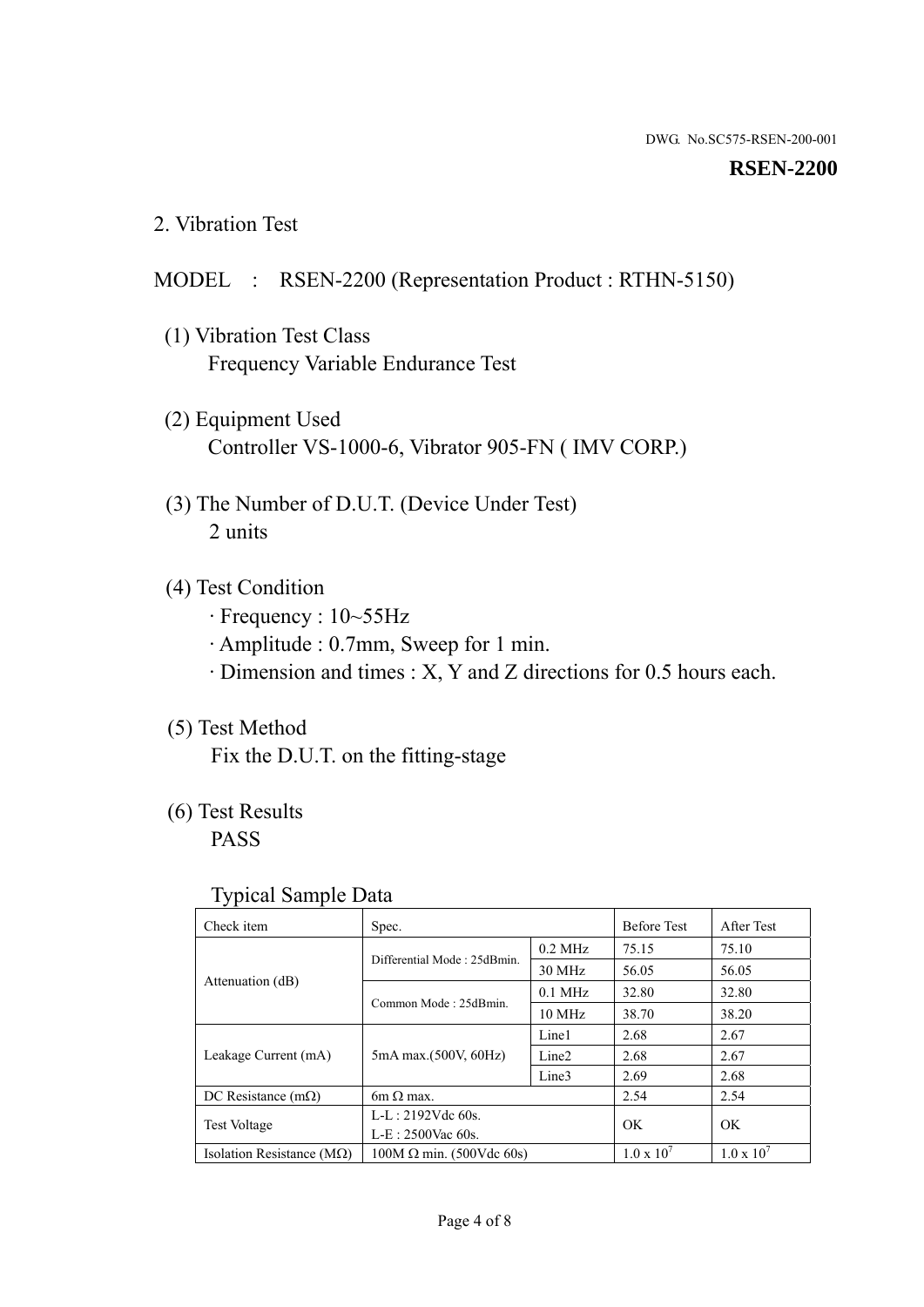DWG. No.SC575-RSEN-200-001

**RSEN-2200**

## 2. Vibration Test

MODEL : RSEN-2200 (Representation Product : RTHN-5150)

(1) Vibration Test Class
Frequency Variable Endurance Test

(2) Equipment Used
Controller VS-1000-6, Vibrator 905-FN ( IMV CORP.)

(3) The Number of D.U.T. (Device Under Test)
2 units

(4) Test Condition
· Frequency : 10~55Hz
· Amplitude : 0.7mm, Sweep for 1 min.
· Dimension and times : X, Y and Z directions for 0.5 hours each.

(5) Test Method
Fix the D.U.T. on the fitting-stage

(6) Test Results
PASS

Typical Sample Data

| Check item | Spec. | | Before Test | After Test |
|---|---|---|---|---|
| Attenuation (dB) | Differential Mode : 25dBmin. | 0.2 MHz | 75.15 | 75.10 |
| | | 30 MHz | 56.05 | 56.05 |
| | Common Mode : 25dBmin. | 0.1 MHz | 32.80 | 32.80 |
| | | 10 MHz | 38.70 | 38.20 |
| Leakage Current (mA) | 5mA max.(500V, 60Hz) | Line1 | 2.68 | 2.67 |
| | | Line2 | 2.68 | 2.67 |
| | | Line3 | 2.69 | 2.68 |
| DC Resistance (mΩ) | 6m Ω max. | | 2.54 | 2.54 |
| Test Voltage | L-L : 2192Vdc 60s.<br>L-E : 2500Vac 60s. | | OK | OK |
| Isolation Resistance (MΩ) | 100M Ω min. (500Vdc 60s) | | $1.0 \times 10^7$ | $1.0 \times 10^7$ |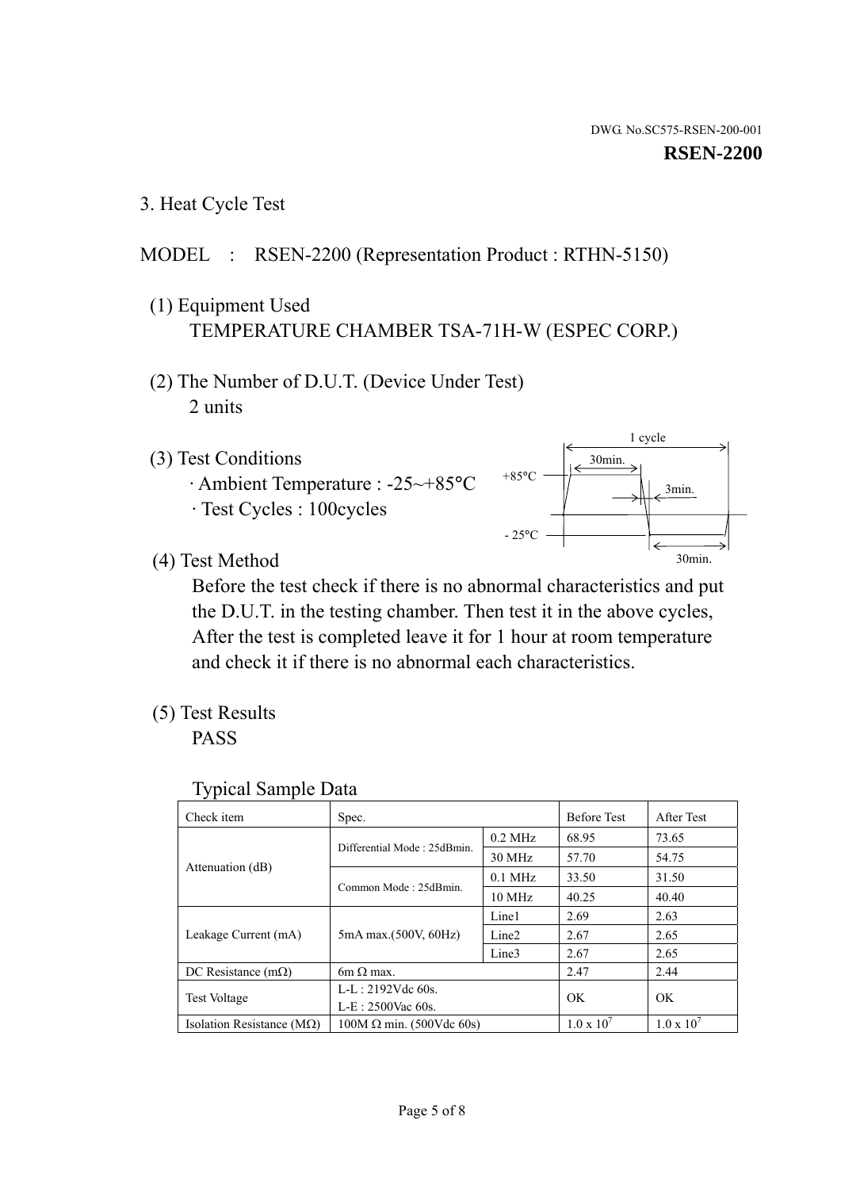DWG. No.SC575-RSEN-200-001

**RSEN-2200**

## 3. Heat Cycle Test

MODEL : RSEN-2200 (Representation Product : RTHN-5150)

(1) Equipment Used

TEMPERATURE CHAMBER TSA-71H-W (ESPEC CORP.)

(2) The Number of D.U.T. (Device Under Test)

2 units

(3) Test Conditions

· Ambient Temperature : -25~+85°C

· Test Cycles : 100cycles

1 cycle

30min.

+85°C

3min.

- 25°C

30min.

(4) Test Method

Before the test check if there is no abnormal characteristics and put the D.U.T. in the testing chamber. Then test it in the above cycles, After the test is completed leave it for 1 hour at room temperature and check it if there is no abnormal each characteristics.

(5) Test Results

PASS

Typical Sample Data

| Check item | Spec. | | Before Test | After Test |
|---|---|---|---|---|
| Attenuation (dB) | Differential Mode : 25dBmin. | 0.2 MHz | 68.95 | 73.65 |
| | | 30 MHz | 57.70 | 54.75 |
| | Common Mode : 25dBmin. | 0.1 MHz | 33.50 | 31.50 |
| | | 10 MHz | 40.25 | 40.40 |
| Leakage Current (mA) | 5mA max.(500V, 60Hz) | Line1 | 2.69 | 2.63 |
| | | Line2 | 2.67 | 2.65 |
| | | Line3 | 2.67 | 2.65 |
| DC Resistance (mΩ) | 6m Ω max. | | 2.47 | 2.44 |
| Test Voltage | L-L : 2192Vdc 60s.<br>L-E : 2500Vac 60s. | | OK | OK |
| Isolation Resistance (MΩ) | 100M Ω min. (500Vdc 60s) | | $1.0 \times 10^7$ | $1.0 \times 10^7$ |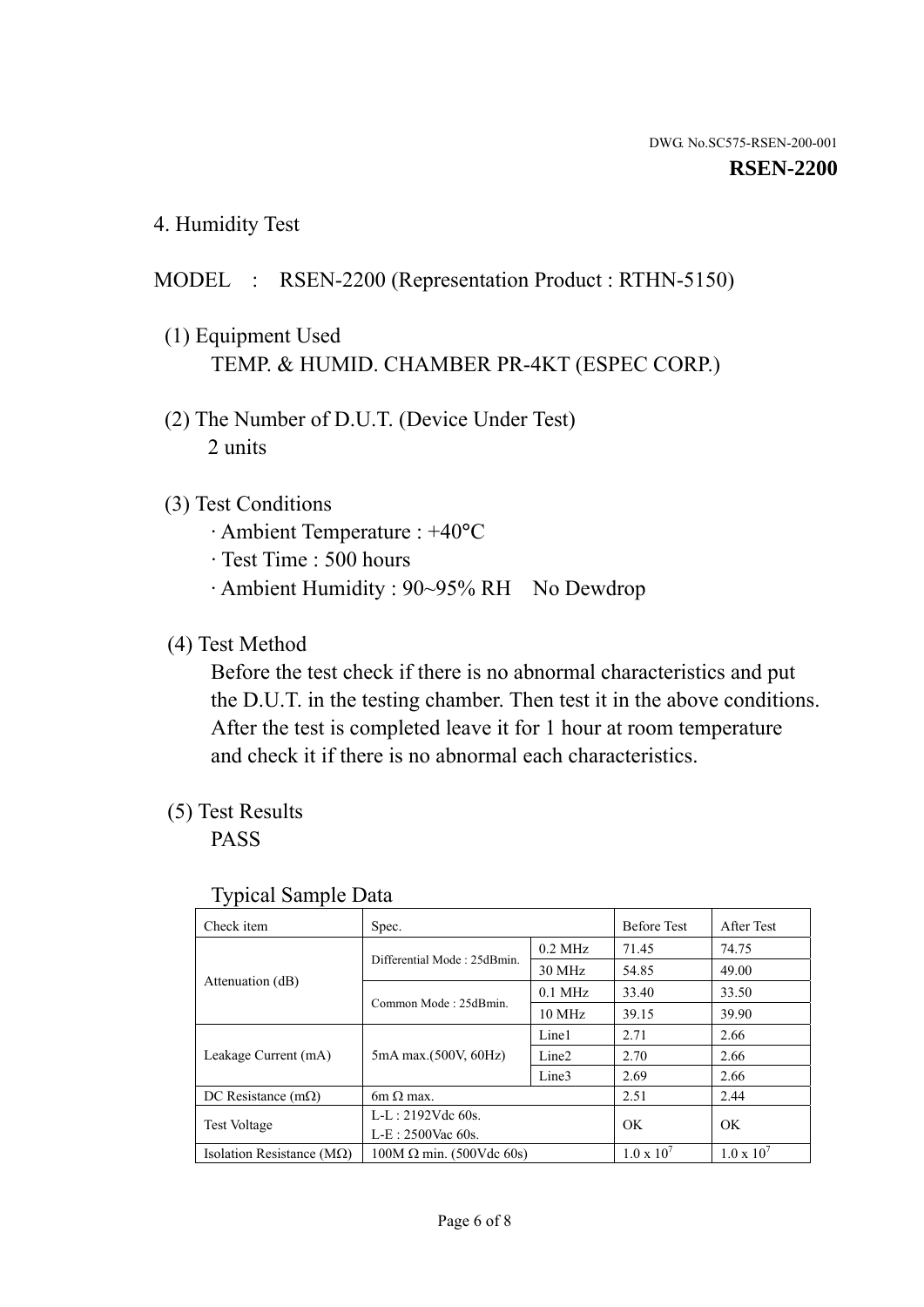DWG. No.SC575-RSEN-200-001

**RSEN-2200**

## 4. Humidity Test

MODEL : RSEN-2200 (Representation Product : RTHN-5150)

(1) Equipment Used

TEMP. & HUMID. CHAMBER PR-4KT (ESPEC CORP.)

(2) The Number of D.U.T. (Device Under Test)

2 units

(3) Test Conditions

· Ambient Temperature : +40°C

· Test Time : 500 hours

· Ambient Humidity : 90~95% RH No Dewdrop

(4) Test Method

Before the test check if there is no abnormal characteristics and put the D.U.T. in the testing chamber. Then test it in the above conditions. After the test is completed leave it for 1 hour at room temperature and check it if there is no abnormal each characteristics.

(5) Test Results

PASS

Typical Sample Data

| Check item | Spec. | | Before Test | After Test |
|---|---|---|---|---|
| Attenuation (dB) | Differential Mode : 25dBmin. | 0.2 MHz | 71.45 | 74.75 |
| | | 30 MHz | 54.85 | 49.00 |
| | Common Mode : 25dBmin. | 0.1 MHz | 33.40 | 33.50 |
| | | 10 MHz | 39.15 | 39.90 |
| Leakage Current (mA) | 5mA max.(500V, 60Hz) | Line1 | 2.71 | 2.66 |
| | | Line2 | 2.70 | 2.66 |
| | | Line3 | 2.69 | 2.66 |
| DC Resistance (mΩ) | 6m Ω max. | | 2.51 | 2.44 |
| Test Voltage | L-L : 2192Vdc 60s. L-E : 2500Vac 60s. | | OK | OK |
| Isolation Resistance (MΩ) | 100M Ω min. (500Vdc 60s) | | $1.0 \times 10^7$ | $1.0 \times 10^7$ |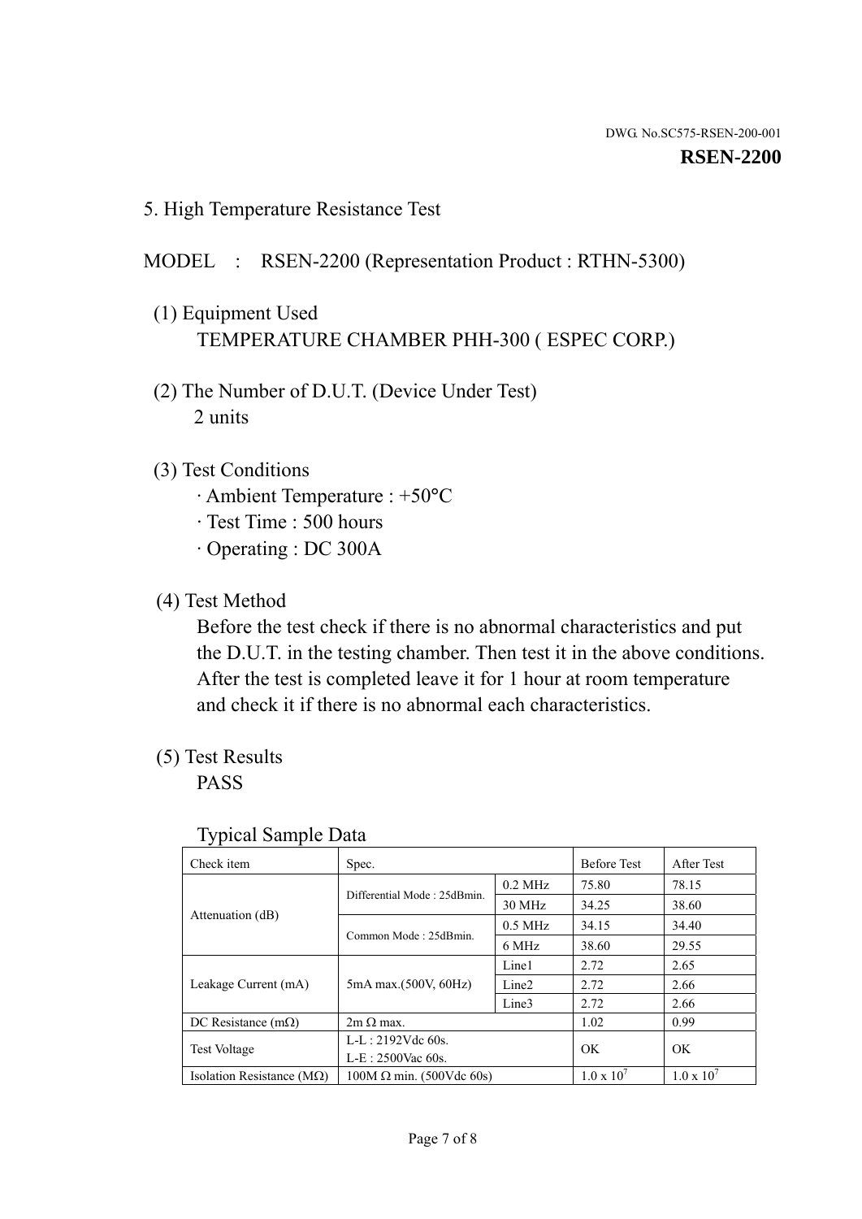DWG. No.SC575-RSEN-200-001
**RSEN-2200**

## 5. High Temperature Resistance Test

MODEL : RSEN-2200 (Representation Product : RTHN-5300)

(1) Equipment Used
TEMPERATURE CHAMBER PHH-300 ( ESPEC CORP.)

(2) The Number of D.U.T. (Device Under Test)
2 units

(3) Test Conditions
· Ambient Temperature : +50°C
· Test Time : 500 hours
· Operating : DC 300A

(4) Test Method
Before the test check if there is no abnormal characteristics and put the D.U.T. in the testing chamber. Then test it in the above conditions. After the test is completed leave it for 1 hour at room temperature and check it if there is no abnormal each characteristics.

(5) Test Results
PASS

Typical Sample Data

| Check item | Spec. | | Before Test | After Test |
|---|---|---|---|---|
| Attenuation (dB) | Differential Mode : 25dBmin. | 0.2 MHz | 75.80 | 78.15 |
| | | 30 MHz | 34.25 | 38.60 |
| | Common Mode : 25dBmin. | 0.5 MHz | 34.15 | 34.40 |
| | | 6 MHz | 38.60 | 29.55 |
| Leakage Current (mA) | 5mA max.(500V, 60Hz) | Line1 | 2.72 | 2.65 |
| | | Line2 | 2.72 | 2.66 |
| | | Line3 | 2.72 | 2.66 |
| DC Resistance (mΩ) | 2m Ω max. | | 1.02 | 0.99 |
| Test Voltage | L-L : 2192Vdc 60s.<br>L-E : 2500Vac 60s. | | OK | OK |
| Isolation Resistance (MΩ) | 100M Ω min. (500Vdc 60s) | | $1.0 \times 10^7$ | $1.0 \times 10^7$ |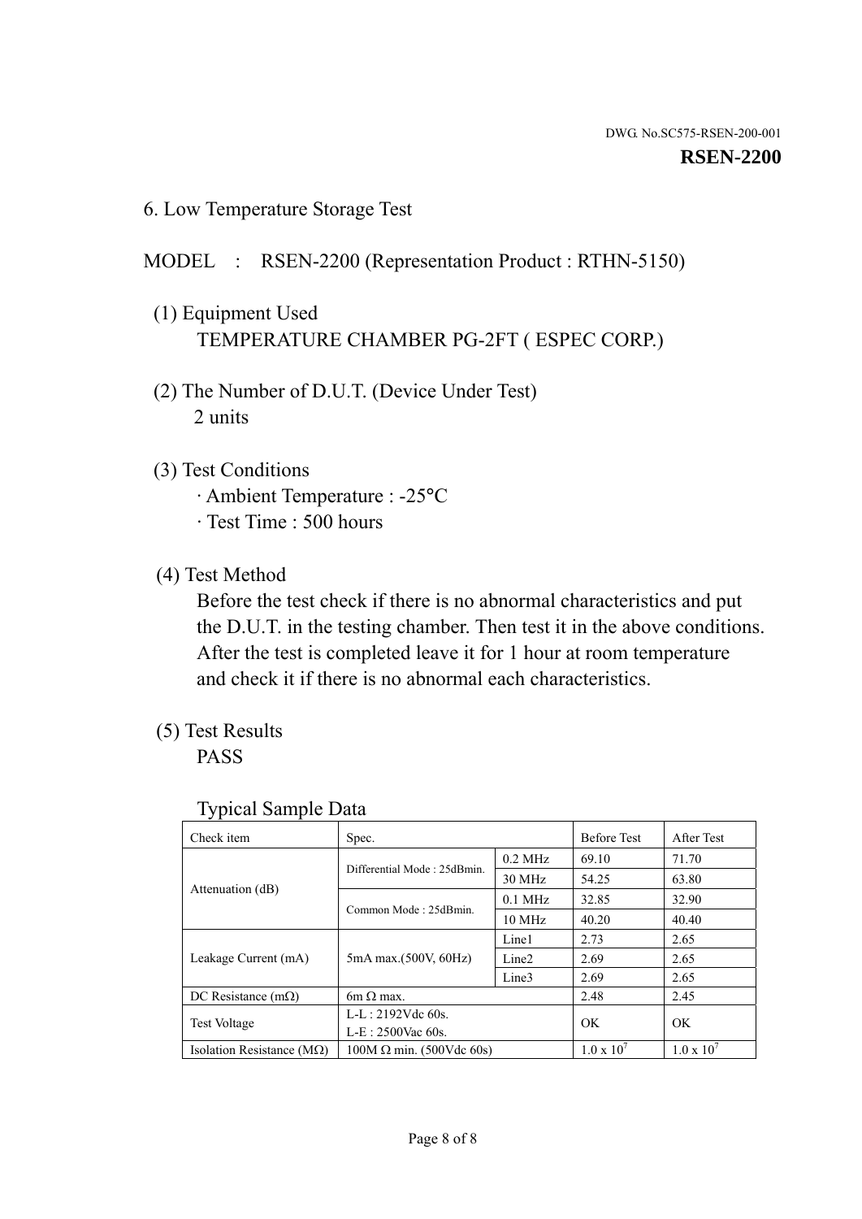DWG. No.SC575-RSEN-200-001

**RSEN-2200**

## 6. Low Temperature Storage Test

MODEL : RSEN-2200 (Representation Product : RTHN-5150)

(1) Equipment Used
TEMPERATURE CHAMBER PG-2FT ( ESPEC CORP.)

(2) The Number of D.U.T. (Device Under Test)
2 units

(3) Test Conditions
· Ambient Temperature : -25°C
· Test Time : 500 hours

(4) Test Method
Before the test check if there is no abnormal characteristics and put the D.U.T. in the testing chamber. Then test it in the above conditions. After the test is completed leave it for 1 hour at room temperature and check it if there is no abnormal each characteristics.

(5) Test Results
PASS

Typical Sample Data

| Check item | Spec. | | Before Test | After Test |
|---|---|---|---|---|
| Attenuation (dB) | Differential Mode : 25dBmin. | 0.2 MHz | 69.10 | 71.70 |
| | | 30 MHz | 54.25 | 63.80 |
| | Common Mode : 25dBmin. | 0.1 MHz | 32.85 | 32.90 |
| | | 10 MHz | 40.20 | 40.40 |
| Leakage Current (mA) | 5mA max.(500V, 60Hz) | Line1 | 2.73 | 2.65 |
| | | Line2 | 2.69 | 2.65 |
| | | Line3 | 2.69 | 2.65 |
| DC Resistance (mΩ) | 6m Ω max. | | 2.48 | 2.45 |
| Test Voltage | L-L : 2192Vdc 60s.<br>L-E : 2500Vac 60s. | | OK | OK |
| Isolation Resistance (MΩ) | 100M Ω min. (500Vdc 60s) | | $1.0 \times 10^7$ | $1.0 \times 10^7$ |